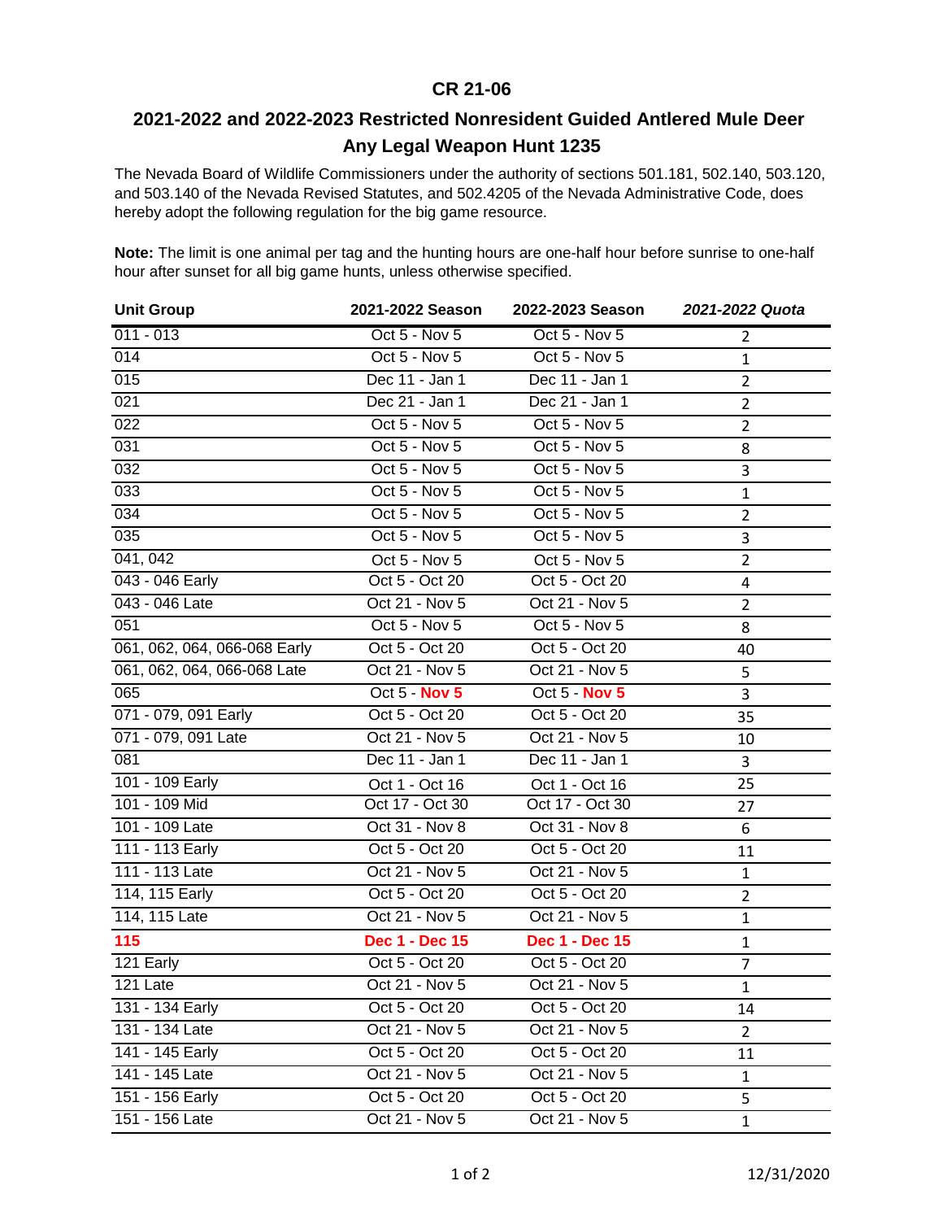## CR 21-06

## 2021-2022 and 2022-2023 Restricted Nonresident Guided Antlered Mule Deer Any Legal Weapon Hunt 1235

The Nevada Board of Wildlife Commissioners under the authority of sections 501.181, 502.140, 503.120, and 503.140 of the Nevada Revised Statutes, and 502.4205 of the Nevada Administrative Code, does hereby adopt the following regulation for the big game resource.

**Note:** The limit is one animal per tag and the hunting hours are one-half hour before sunrise to one-half hour after sunset for all big game hunts, unless otherwise specified.

| Unit Group | 2021-2022 Season | 2022-2023 Season | *2021-2022 Quota* |
|---|---|---|---|
| 011 - 013 | Oct 5 - Nov 5 | Oct 5 - Nov 5 | 2 |
| 014 | Oct 5 - Nov 5 | Oct 5 - Nov 5 | 1 |
| 015 | Dec 11 - Jan 1 | Dec 11 - Jan 1 | 2 |
| 021 | Dec 21 - Jan 1 | Dec 21 - Jan 1 | 2 |
| 022 | Oct 5 - Nov 5 | Oct 5 - Nov 5 | 2 |
| 031 | Oct 5 - Nov 5 | Oct 5 - Nov 5 | 8 |
| 032 | Oct 5 - Nov 5 | Oct 5 - Nov 5 | 3 |
| 033 | Oct 5 - Nov 5 | Oct 5 - Nov 5 | 1 |
| 034 | Oct 5 - Nov 5 | Oct 5 - Nov 5 | 2 |
| 035 | Oct 5 - Nov 5 | Oct 5 - Nov 5 | 3 |
| 041, 042 | Oct 5 - Nov 5 | Oct 5 - Nov 5 | 2 |
| 043 - 046 Early | Oct 5 - Oct 20 | Oct 5 - Oct 20 | 4 |
| 043 - 046 Late | Oct 21 - Nov 5 | Oct 21 - Nov 5 | 2 |
| 051 | Oct 5 - Nov 5 | Oct 5 - Nov 5 | 8 |
| 061, 062, 064, 066-068 Early | Oct 5 - Oct 20 | Oct 5 - Oct 20 | 40 |
| 061, 062, 064, 066-068 Late | Oct 21 - Nov 5 | Oct 21 - Nov 5 | 5 |
| 065 | Oct 5 - **Nov 5** | Oct 5 - **Nov 5** | 3 |
| 071 - 079, 091 Early | Oct 5 - Oct 20 | Oct 5 - Oct 20 | 35 |
| 071 - 079, 091 Late | Oct 21 - Nov 5 | Oct 21 - Nov 5 | 10 |
| 081 | Dec 11 - Jan 1 | Dec 11 - Jan 1 | 3 |
| 101 - 109 Early | Oct 1 - Oct 16 | Oct 1 - Oct 16 | 25 |
| 101 - 109 Mid | Oct 17 - Oct 30 | Oct 17 - Oct 30 | 27 |
| 101 - 109 Late | Oct 31 - Nov 8 | Oct 31 - Nov 8 | 6 |
| 111 - 113 Early | Oct 5 - Oct 20 | Oct 5 - Oct 20 | 11 |
| 111 - 113 Late | Oct 21 - Nov 5 | Oct 21 - Nov 5 | 1 |
| 114, 115 Early | Oct 5 - Oct 20 | Oct 5 - Oct 20 | 2 |
| 114, 115 Late | Oct 21 - Nov 5 | Oct 21 - Nov 5 | 1 |
| **115** | **Dec 1 - Dec 15** | **Dec 1 - Dec 15** | 1 |
| 121 Early | Oct 5 - Oct 20 | Oct 5 - Oct 20 | 7 |
| 121 Late | Oct 21 - Nov 5 | Oct 21 - Nov 5 | 1 |
| 131 - 134 Early | Oct 5 - Oct 20 | Oct 5 - Oct 20 | 14 |
| 131 - 134 Late | Oct 21 - Nov 5 | Oct 21 - Nov 5 | 2 |
| 141 - 145 Early | Oct 5 - Oct 20 | Oct 5 - Oct 20 | 11 |
| 141 - 145 Late | Oct 21 - Nov 5 | Oct 21 - Nov 5 | 1 |
| 151 - 156 Early | Oct 5 - Oct 20 | Oct 5 - Oct 20 | 5 |
| 151 - 156 Late | Oct 21 - Nov 5 | Oct 21 - Nov 5 | 1 |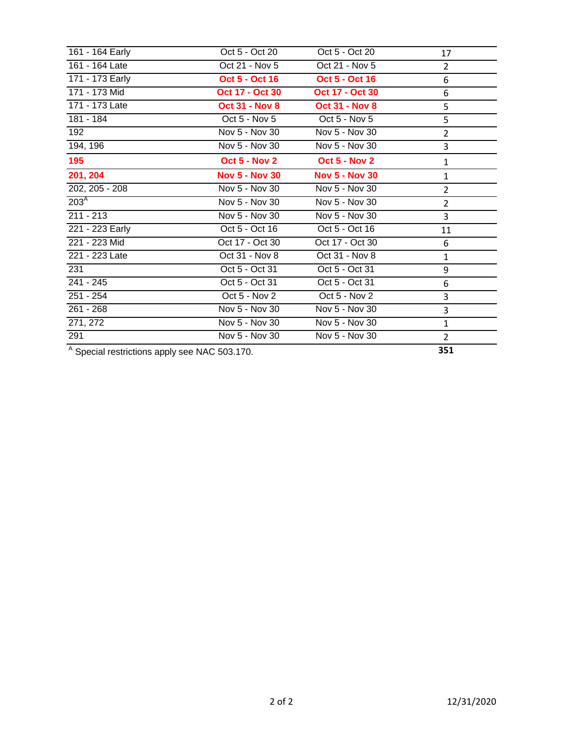| | | | |
|---|---|---|---|
| 161 - 164 Early | Oct 5 - Oct 20 | Oct 5 - Oct 20 | 17 |
| 161 - 164 Late | Oct 21 - Nov 5 | Oct 21 - Nov 5 | 2 |
| 171 - 173 Early | **Oct 5 - Oct 16** | **Oct 5 - Oct 16** | 6 |
| 171 - 173 Mid | **Oct 17 - Oct 30** | **Oct 17 - Oct 30** | 6 |
| 171 - 173 Late | **Oct 31 - Nov 8** | **Oct 31 - Nov 8** | 5 |
| 181 - 184 | Oct 5 - Nov 5 | Oct 5 - Nov 5 | 5 |
| 192 | Nov 5 - Nov 30 | Nov 5 - Nov 30 | 2 |
| 194, 196 | Nov 5 - Nov 30 | Nov 5 - Nov 30 | 3 |
| **195** | **Oct 5 - Nov 2** | **Oct 5 - Nov 2** | 1 |
| **201, 204** | **Nov 5 - Nov 30** | **Nov 5 - Nov 30** | 1 |
| 202, 205 - 208 | Nov 5 - Nov 30 | Nov 5 - Nov 30 | 2 |
| 203[A] | Nov 5 - Nov 30 | Nov 5 - Nov 30 | 2 |
| 211 - 213 | Nov 5 - Nov 30 | Nov 5 - Nov 30 | 3 |
| 221 - 223 Early | Oct 5 - Oct 16 | Oct 5 - Oct 16 | 11 |
| 221 - 223 Mid | Oct 17 - Oct 30 | Oct 17 - Oct 30 | 6 |
| 221 - 223 Late | Oct 31 - Nov 8 | Oct 31 - Nov 8 | 1 |
| 231 | Oct 5 - Oct 31 | Oct 5 - Oct 31 | 9 |
| 241 - 245 | Oct 5 - Oct 31 | Oct 5 - Oct 31 | 6 |
| 251 - 254 | Oct 5 - Nov 2 | Oct 5 - Nov 2 | 3 |
| 261 - 268 | Nov 5 - Nov 30 | Nov 5 - Nov 30 | 3 |
| 271, 272 | Nov 5 - Nov 30 | Nov 5 - Nov 30 | 1 |
| 291 | Nov 5 - Nov 30 | Nov 5 - Nov 30 | 2 |
| | | | **351** |

[A] Special restrictions apply see NAC 503.170.

12/31/2020